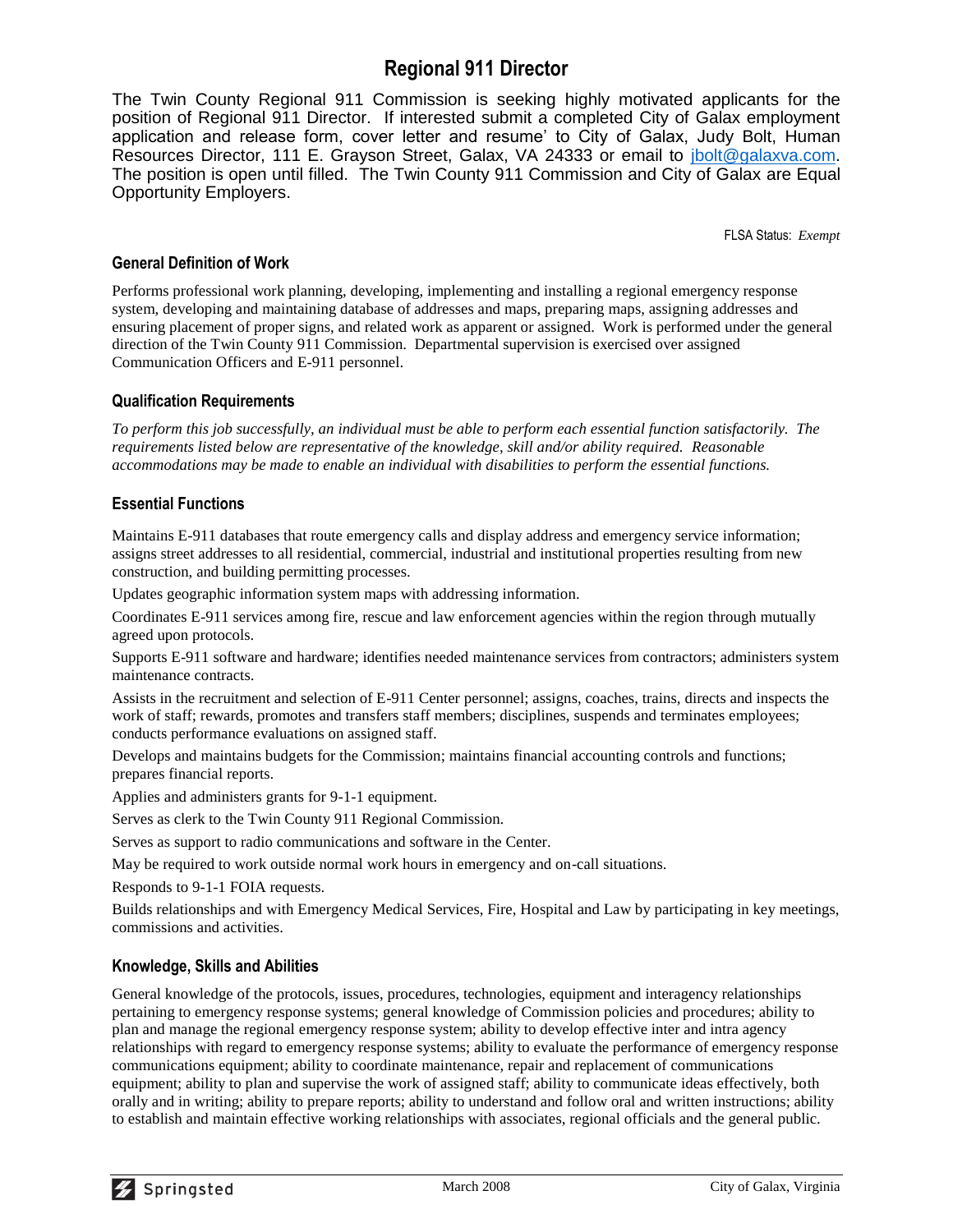# Regional 911 Director

The Twin County Regional 911 Commission is seeking highly motivated applicants for the position of Regional 911 Director. If interested submit a completed City of Galax employment application and release form, cover letter and resume' to City of Galax, Judy Bolt, Human Resources Director, 111 E. Grayson Street, Galax, VA 24333 or email to jbolt@galaxva.com. The position is open until filled. The Twin County 911 Commission and City of Galax are Equal Opportunity Employers.

FLSA Status: *Exempt*

### General Definition of Work

Performs professional work planning, developing, implementing and installing a regional emergency response system, developing and maintaining database of addresses and maps, preparing maps, assigning addresses and ensuring placement of proper signs, and related work as apparent or assigned. Work is performed under the general direction of the Twin County 911 Commission. Departmental supervision is exercised over assigned Communication Officers and E-911 personnel.

### Qualification Requirements

*To perform this job successfully, an individual must be able to perform each essential function satisfactorily. The requirements listed below are representative of the knowledge, skill and/or ability required. Reasonable accommodations may be made to enable an individual with disabilities to perform the essential functions.*

### Essential Functions

Maintains E-911 databases that route emergency calls and display address and emergency service information; assigns street addresses to all residential, commercial, industrial and institutional properties resulting from new construction, and building permitting processes.

Updates geographic information system maps with addressing information.

Coordinates E-911 services among fire, rescue and law enforcement agencies within the region through mutually agreed upon protocols.

Supports E-911 software and hardware; identifies needed maintenance services from contractors; administers system maintenance contracts.

Assists in the recruitment and selection of E-911 Center personnel; assigns, coaches, trains, directs and inspects the work of staff; rewards, promotes and transfers staff members; disciplines, suspends and terminates employees; conducts performance evaluations on assigned staff.

Develops and maintains budgets for the Commission; maintains financial accounting controls and functions; prepares financial reports.

Applies and administers grants for 9-1-1 equipment.

Serves as clerk to the Twin County 911 Regional Commission.

Serves as support to radio communications and software in the Center.

May be required to work outside normal work hours in emergency and on-call situations.

Responds to 9-1-1 FOIA requests.

Builds relationships and with Emergency Medical Services, Fire, Hospital and Law by participating in key meetings, commissions and activities.

### Knowledge, Skills and Abilities

General knowledge of the protocols, issues, procedures, technologies, equipment and interagency relationships pertaining to emergency response systems; general knowledge of Commission policies and procedures; ability to plan and manage the regional emergency response system; ability to develop effective inter and intra agency relationships with regard to emergency response systems; ability to evaluate the performance of emergency response communications equipment; ability to coordinate maintenance, repair and replacement of communications equipment; ability to plan and supervise the work of assigned staff; ability to communicate ideas effectively, both orally and in writing; ability to prepare reports; ability to understand and follow oral and written instructions; ability to establish and maintain effective working relationships with associates, regional officials and the general public.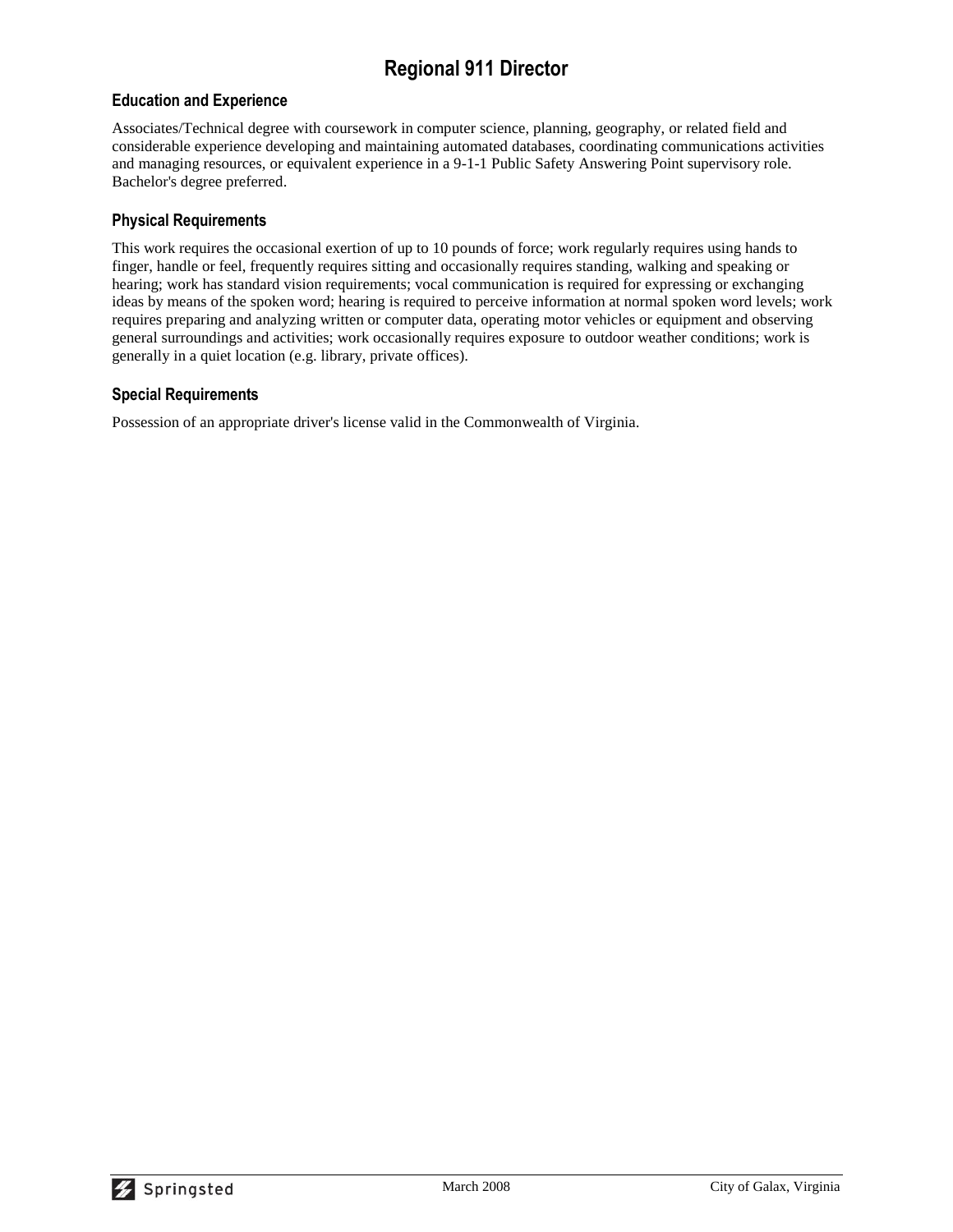# Regional 911 Director

### Education and Experience

Associates/Technical degree with coursework in computer science, planning, geography, or related field and considerable experience developing and maintaining automated databases, coordinating communications activities and managing resources, or equivalent experience in a 9-1-1 Public Safety Answering Point supervisory role. Bachelor's degree preferred.

### Physical Requirements

This work requires the occasional exertion of up to 10 pounds of force; work regularly requires using hands to finger, handle or feel, frequently requires sitting and occasionally requires standing, walking and speaking or hearing; work has standard vision requirements; vocal communication is required for expressing or exchanging ideas by means of the spoken word; hearing is required to perceive information at normal spoken word levels; work requires preparing and analyzing written or computer data, operating motor vehicles or equipment and observing general surroundings and activities; work occasionally requires exposure to outdoor weather conditions; work is generally in a quiet location (e.g. library, private offices).

### Special Requirements

Possession of an appropriate driver's license valid in the Commonwealth of Virginia.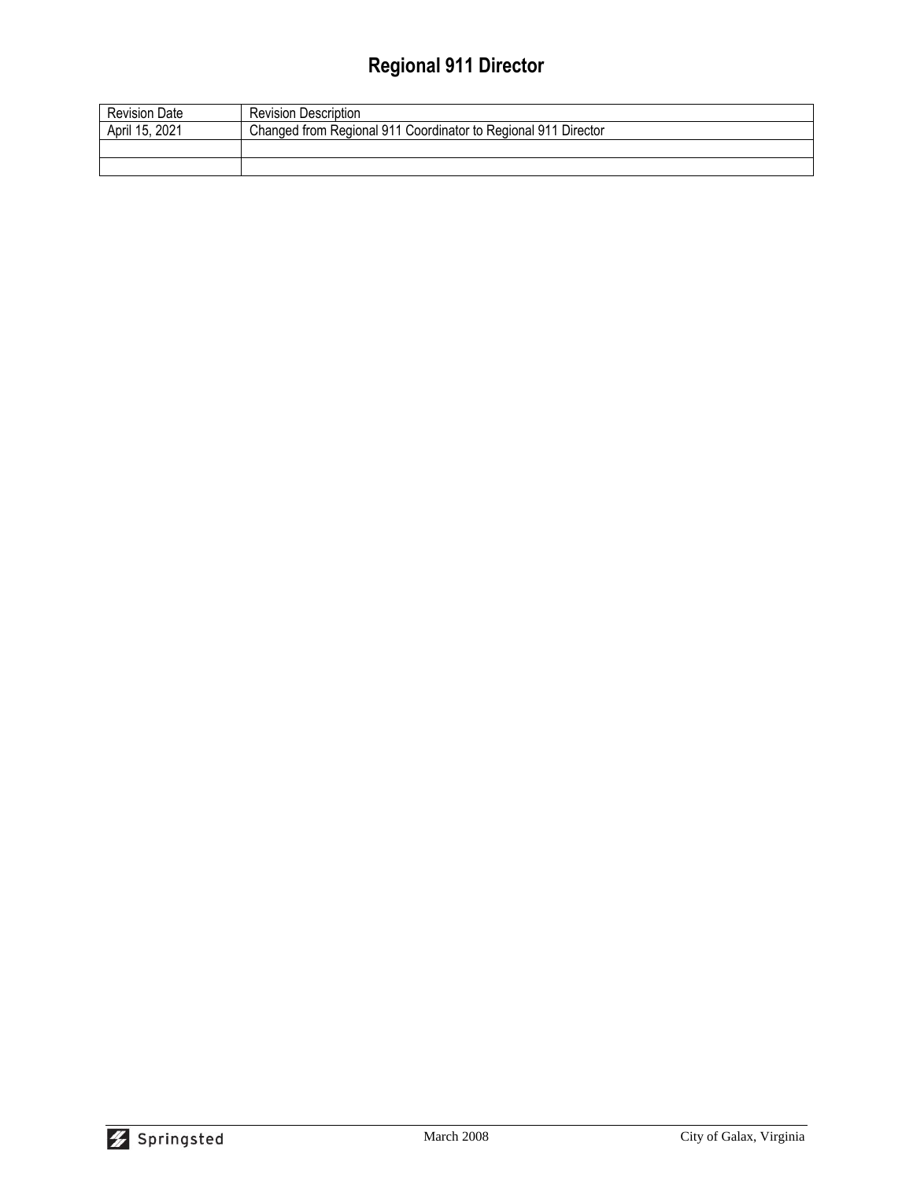# Regional 911 Director

| Revision Date | Revision Description |
|---|---|
| April 15, 2021 | Changed from Regional 911 Coordinator to Regional 911 Director |
| | |
| | |